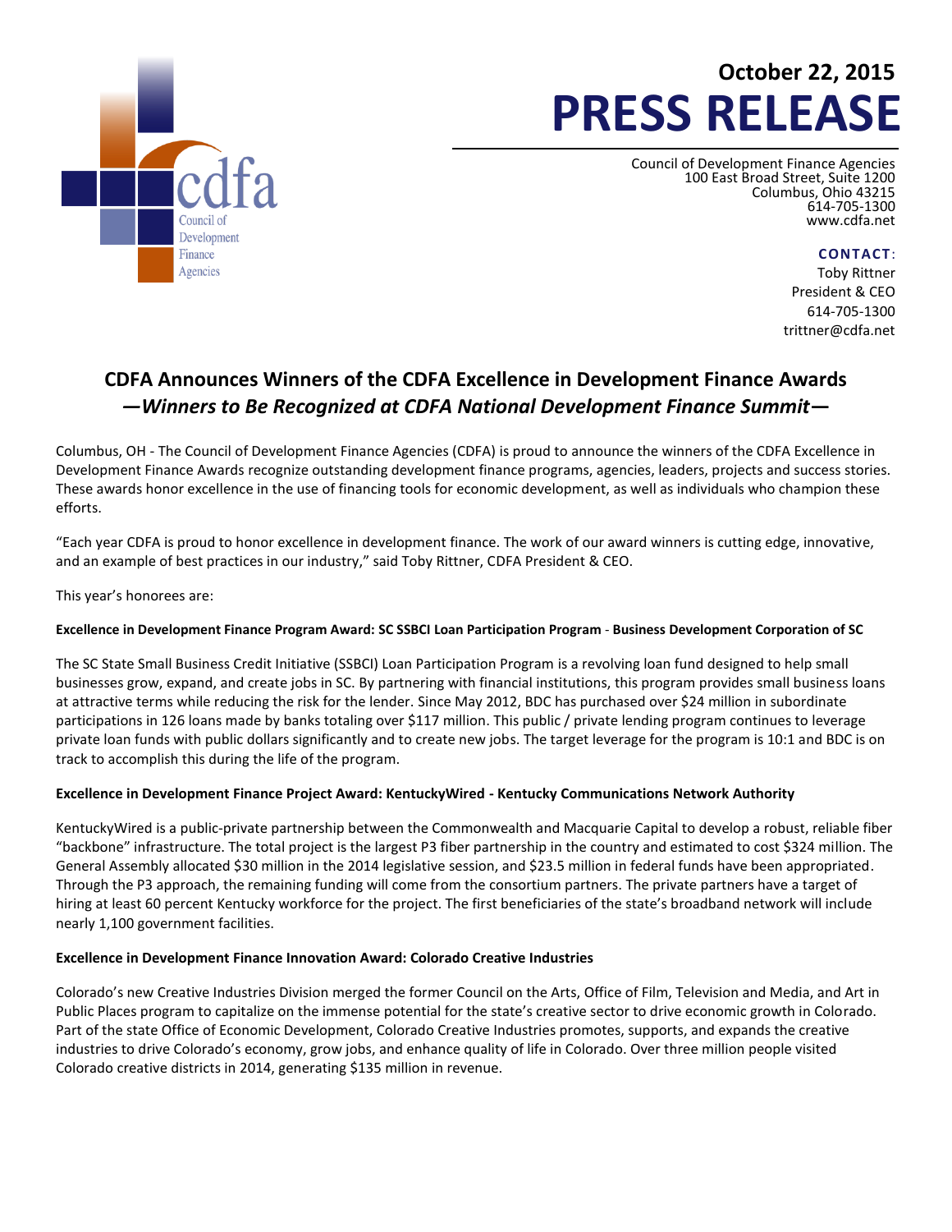cdfa
Council of Development Finance Agencies

October 22, 2015

# PRESS RELEASE

Council of Development Finance Agencies
100 East Broad Street, Suite 1200
Columbus, Ohio 43215
614-705-1300
www.cdfa.net

**CONTACT**:
Toby Rittner
President & CEO
614-705-1300
trittner@cdfa.net

## CDFA Announces Winners of the CDFA Excellence in Development Finance Awards

### *—Winners to Be Recognized at CDFA National Development Finance Summit—*

Columbus, OH - The Council of Development Finance Agencies (CDFA) is proud to announce the winners of the CDFA Excellence in Development Finance Awards recognize outstanding development finance programs, agencies, leaders, projects and success stories. These awards honor excellence in the use of financing tools for economic development, as well as individuals who champion these efforts.

"Each year CDFA is proud to honor excellence in development finance. The work of our award winners is cutting edge, innovative, and an example of best practices in our industry," said Toby Rittner, CDFA President & CEO.

This year's honorees are:

**Excellence in Development Finance Program Award: SC SSBCI Loan Participation Program - Business Development Corporation of SC**

The SC State Small Business Credit Initiative (SSBCI) Loan Participation Program is a revolving loan fund designed to help small businesses grow, expand, and create jobs in SC. By partnering with financial institutions, this program provides small business loans at attractive terms while reducing the risk for the lender. Since May 2012, BDC has purchased over $24 million in subordinate participations in 126 loans made by banks totaling over $117 million. This public / private lending program continues to leverage private loan funds with public dollars significantly and to create new jobs. The target leverage for the program is 10:1 and BDC is on track to accomplish this during the life of the program.

**Excellence in Development Finance Project Award: KentuckyWired - Kentucky Communications Network Authority**

KentuckyWired is a public-private partnership between the Commonwealth and Macquarie Capital to develop a robust, reliable fiber "backbone" infrastructure. The total project is the largest P3 fiber partnership in the country and estimated to cost $324 million. The General Assembly allocated $30 million in the 2014 legislative session, and $23.5 million in federal funds have been appropriated. Through the P3 approach, the remaining funding will come from the consortium partners. The private partners have a target of hiring at least 60 percent Kentucky workforce for the project. The first beneficiaries of the state's broadband network will include nearly 1,100 government facilities.

**Excellence in Development Finance Innovation Award: Colorado Creative Industries**

Colorado's new Creative Industries Division merged the former Council on the Arts, Office of Film, Television and Media, and Art in Public Places program to capitalize on the immense potential for the state's creative sector to drive economic growth in Colorado. Part of the state Office of Economic Development, Colorado Creative Industries promotes, supports, and expands the creative industries to drive Colorado's economy, grow jobs, and enhance quality of life in Colorado. Over three million people visited Colorado creative districts in 2014, generating $135 million in revenue.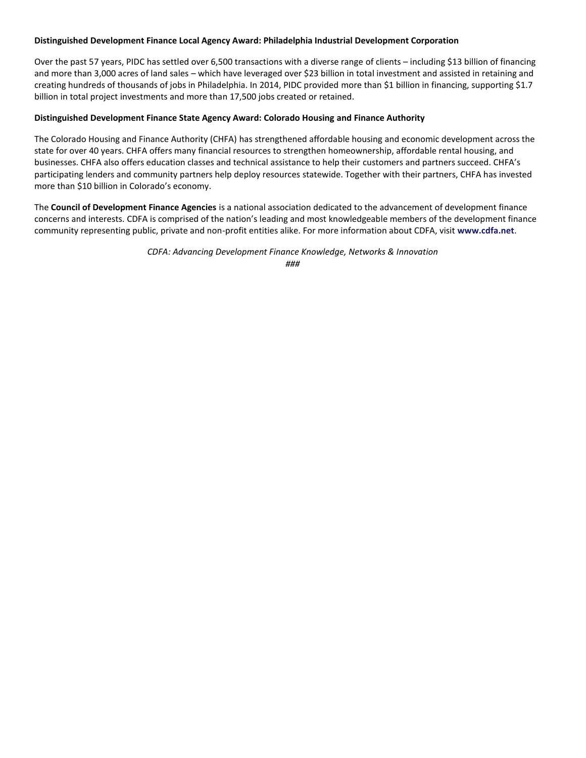**Distinguished Development Finance Local Agency Award: Philadelphia Industrial Development Corporation**

Over the past 57 years, PIDC has settled over 6,500 transactions with a diverse range of clients – including $13 billion of financing and more than 3,000 acres of land sales – which have leveraged over $23 billion in total investment and assisted in retaining and creating hundreds of thousands of jobs in Philadelphia. In 2014, PIDC provided more than $1 billion in financing, supporting $1.7 billion in total project investments and more than 17,500 jobs created or retained.

**Distinguished Development Finance State Agency Award: Colorado Housing and Finance Authority**

The Colorado Housing and Finance Authority (CHFA) has strengthened affordable housing and economic development across the state for over 40 years. CHFA offers many financial resources to strengthen homeownership, affordable rental housing, and businesses. CHFA also offers education classes and technical assistance to help their customers and partners succeed. CHFA's participating lenders and community partners help deploy resources statewide. Together with their partners, CHFA has invested more than $10 billion in Colorado's economy.

The **Council of Development Finance Agencies** is a national association dedicated to the advancement of development finance concerns and interests. CDFA is comprised of the nation's leading and most knowledgeable members of the development finance community representing public, private and non-profit entities alike. For more information about CDFA, visit **www.cdfa.net**.

*CDFA: Advancing Development Finance Knowledge, Networks & Innovation*

*###*